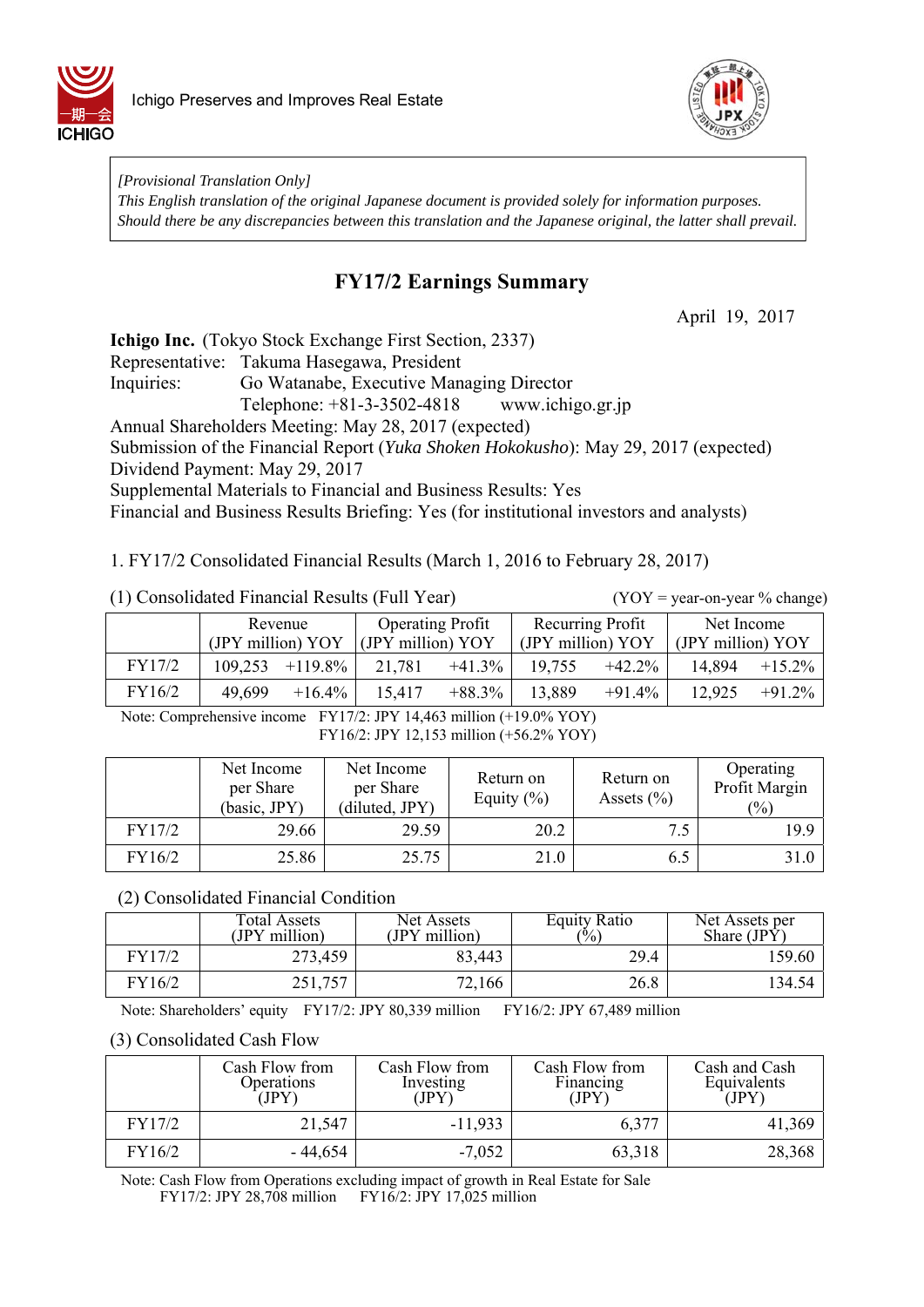Ichigo Preserves and Improves Real Estate

*[Provisional Translation Only]*
*This English translation of the original Japanese document is provided solely for information purposes. Should there be any discrepancies between this translation and the Japanese original, the latter shall prevail.*

# FY17/2 Earnings Summary

April 19, 2017

**Ichigo Inc.** (Tokyo Stock Exchange First Section, 2337)
Representative: Takuma Hasegawa, President
Inquiries: Go Watanabe, Executive Managing Director
Telephone: +81-3-3502-4818 www.ichigo.gr.jp
Annual Shareholders Meeting: May 28, 2017 (expected)
Submission of the Financial Report (*Yuka Shoken Hokokusho*): May 29, 2017 (expected)
Dividend Payment: May 29, 2017
Supplemental Materials to Financial and Business Results: Yes
Financial and Business Results Briefing: Yes (for institutional investors and analysts)

1. FY17/2 Consolidated Financial Results (March 1, 2016 to February 28, 2017)

(1) Consolidated Financial Results (Full Year) (YOY = year-on-year % change)

| | Revenue (JPY million) | YOY | Operating Profit (JPY million) | YOY | Recurring Profit (JPY million) | YOY | Net Income (JPY million) | YOY |
|---|---|---|---|---|---|---|---|---|
| FY17/2 | 109,253 | +119.8% | 21,781 | +41.3% | 19,755 | +42.2% | 14,894 | +15.2% |
| FY16/2 | 49,699 | +16.4% | 15,417 | +88.3% | 13,889 | +91.4% | 12,925 | +91.2% |

Note: Comprehensive income FY17/2: JPY 14,463 million (+19.0% YOY)
FY16/2: JPY 12,153 million (+56.2% YOY)

| | Net Income per Share (basic, JPY) | Net Income per Share (diluted, JPY) | Return on Equity (%) | Return on Assets (%) | Operating Profit Margin (%) |
|---|---|---|---|---|---|
| FY17/2 | 29.66 | 29.59 | 20.2 | 7.5 | 19.9 |
| FY16/2 | 25.86 | 25.75 | 21.0 | 6.5 | 31.0 |

(2) Consolidated Financial Condition

| | Total Assets (JPY million) | Net Assets (JPY million) | Equity Ratio (%) | Net Assets per Share (JPY) |
|---|---|---|---|---|
| FY17/2 | 273,459 | 83,443 | 29.4 | 159.60 |
| FY16/2 | 251,757 | 72,166 | 26.8 | 134.54 |

Note: Shareholders' equity FY17/2: JPY 80,339 million FY16/2: JPY 67,489 million

(3) Consolidated Cash Flow

| | Cash Flow from Operations (JPY) | Cash Flow from Investing (JPY) | Cash Flow from Financing (JPY) | Cash and Cash Equivalents (JPY) |
|---|---|---|---|---|
| FY17/2 | 21,547 | -11,933 | 6,377 | 41,369 |
| FY16/2 | - 44,654 | -7,052 | 63,318 | 28,368 |

Note: Cash Flow from Operations excluding impact of growth in Real Estate for Sale
FY17/2: JPY 28,708 million FY16/2: JPY 17,025 million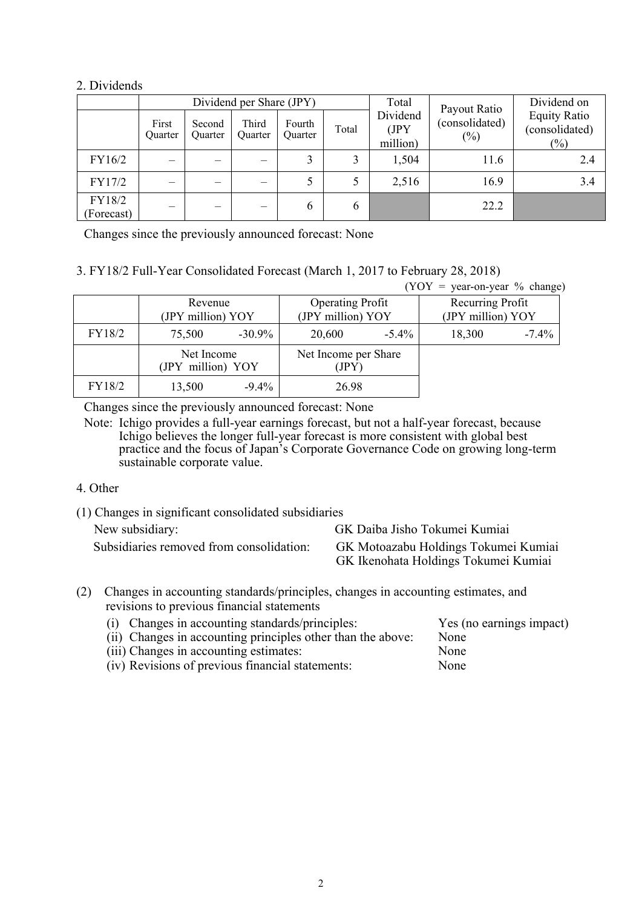## 2. Dividends

| | Dividend per Share (JPY) | | | | | Total Dividend (JPY million) | Payout Ratio (consolidated) (%) | Dividend on Equity Ratio (consolidated) (%) |
|---|---|---|---|---|---|---|---|---|
| | First Quarter | Second Quarter | Third Quarter | Fourth Quarter | Total | | | |
| FY16/2 | – | – | – | 3 | 3 | 1,504 | 11.6 | 2.4 |
| FY17/2 | – | – | – | 5 | 5 | 2,516 | 16.9 | 3.4 |
| FY18/2 (Forecast) | – | – | – | 6 | 6 | | 22.2 | |

Changes since the previously announced forecast: None

## 3. FY18/2 Full-Year Consolidated Forecast (March 1, 2017 to February 28, 2018)

(YOY = year-on-year % change)

| | Revenue (JPY million) | YOY | Operating Profit (JPY million) | YOY | Recurring Profit (JPY million) | YOY |
|---|---|---|---|---|---|---|
| FY18/2 | 75,500 | -30.9% | 20,600 | -5.4% | 18,300 | -7.4% |

| | Net Income (JPY million) | YOY | Net Income per Share (JPY) |
|---|---|---|---|
| FY18/2 | 13,500 | -9.4% | 26.98 |

Changes since the previously announced forecast: None

Note: Ichigo provides a full-year earnings forecast, but not a half-year forecast, because Ichigo believes the longer full-year forecast is more consistent with global best practice and the focus of Japan's Corporate Governance Code on growing long-term sustainable corporate value.

## 4. Other

(1) Changes in significant consolidated subsidiaries

New subsidiary: GK Daiba Jisho Tokumei Kumiai

Subsidiaries removed from consolidation: GK Motoazabu Holdings Tokumei Kumiai, GK Ikenohata Holdings Tokumei Kumiai

(2) Changes in accounting standards/principles, changes in accounting estimates, and revisions to previous financial statements

(i) Changes in accounting standards/principles: Yes (no earnings impact)

(ii) Changes in accounting principles other than the above: None

(iii) Changes in accounting estimates: None

(iv) Revisions of previous financial statements: None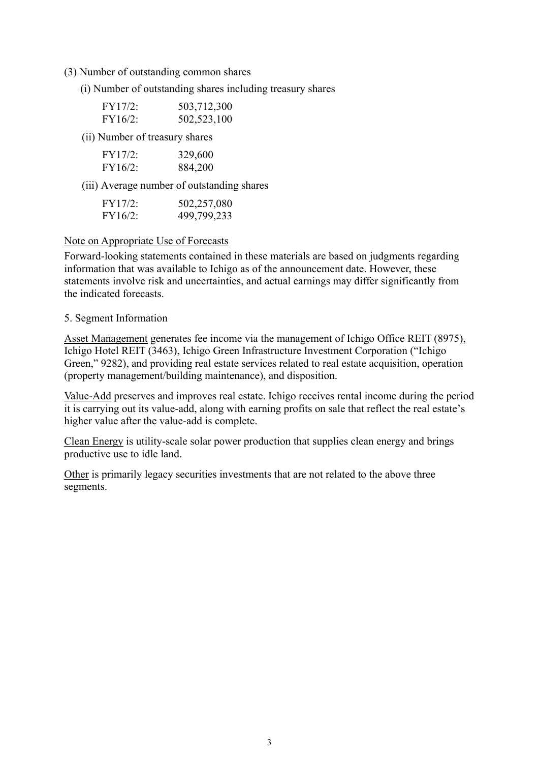(3) Number of outstanding common shares

(i) Number of outstanding shares including treasury shares

| | |
|---|---|
| FY17/2: | 503,712,300 |
| FY16/2: | 502,523,100 |

(ii) Number of treasury shares

| | |
|---|---|
| FY17/2: | 329,600 |
| FY16/2: | 884,200 |

(iii) Average number of outstanding shares

| | |
|---|---|
| FY17/2: | 502,257,080 |
| FY16/2: | 499,799,233 |

Note on Appropriate Use of Forecasts

Forward-looking statements contained in these materials are based on judgments regarding information that was available to Ichigo as of the announcement date. However, these statements involve risk and uncertainties, and actual earnings may differ significantly from the indicated forecasts.

5. Segment Information

Asset Management generates fee income via the management of Ichigo Office REIT (8975), Ichigo Hotel REIT (3463), Ichigo Green Infrastructure Investment Corporation ("Ichigo Green," 9282), and providing real estate services related to real estate acquisition, operation (property management/building maintenance), and disposition.

Value-Add preserves and improves real estate. Ichigo receives rental income during the period it is carrying out its value-add, along with earning profits on sale that reflect the real estate's higher value after the value-add is complete.

Clean Energy is utility-scale solar power production that supplies clean energy and brings productive use to idle land.

Other is primarily legacy securities investments that are not related to the above three segments.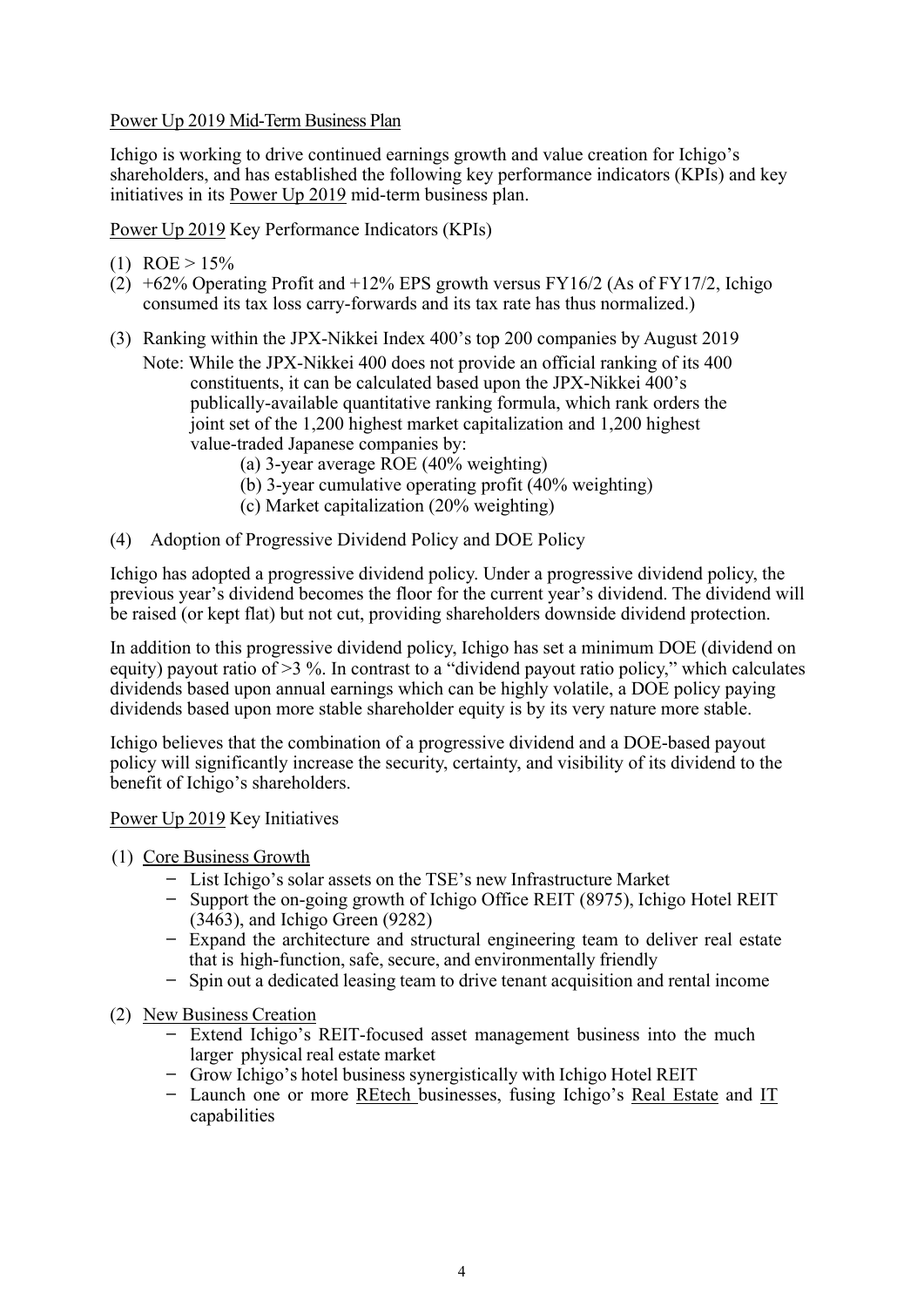## Power Up 2019 Mid-Term Business Plan

Ichigo is working to drive continued earnings growth and value creation for Ichigo's shareholders, and has established the following key performance indicators (KPIs) and key initiatives in its Power Up 2019 mid-term business plan.

### Power Up 2019 Key Performance Indicators (KPIs)

(1) ROE > 15%

(2) +62% Operating Profit and +12% EPS growth versus FY16/2 (As of FY17/2, Ichigo consumed its tax loss carry-forwards and its tax rate has thus normalized.)

(3) Ranking within the JPX-Nikkei Index 400's top 200 companies by August 2019

Note: While the JPX-Nikkei 400 does not provide an official ranking of its 400 constituents, it can be calculated based upon the JPX-Nikkei 400's publically-available quantitative ranking formula, which rank orders the joint set of the 1,200 highest market capitalization and 1,200 highest value-traded Japanese companies by:

- (a) 3-year average ROE (40% weighting)
- (b) 3-year cumulative operating profit (40% weighting)
- (c) Market capitalization (20% weighting)

(4) Adoption of Progressive Dividend Policy and DOE Policy

Ichigo has adopted a progressive dividend policy. Under a progressive dividend policy, the previous year's dividend becomes the floor for the current year's dividend. The dividend will be raised (or kept flat) but not cut, providing shareholders downside dividend protection.

In addition to this progressive dividend policy, Ichigo has set a minimum DOE (dividend on equity) payout ratio of >3 %. In contrast to a "dividend payout ratio policy," which calculates dividends based upon annual earnings which can be highly volatile, a DOE policy paying dividends based upon more stable shareholder equity is by its very nature more stable.

Ichigo believes that the combination of a progressive dividend and a DOE-based payout policy will significantly increase the security, certainty, and visibility of its dividend to the benefit of Ichigo's shareholders.

### Power Up 2019 Key Initiatives

(1) Core Business Growth

- List Ichigo's solar assets on the TSE's new Infrastructure Market
- Support the on-going growth of Ichigo Office REIT (8975), Ichigo Hotel REIT (3463), and Ichigo Green (9282)
- Expand the architecture and structural engineering team to deliver real estate that is high-function, safe, secure, and environmentally friendly
- Spin out a dedicated leasing team to drive tenant acquisition and rental income

(2) New Business Creation

- Extend Ichigo's REIT-focused asset management business into the much larger physical real estate market
- Grow Ichigo's hotel business synergistically with Ichigo Hotel REIT
- Launch one or more REtech businesses, fusing Ichigo's Real Estate and IT capabilities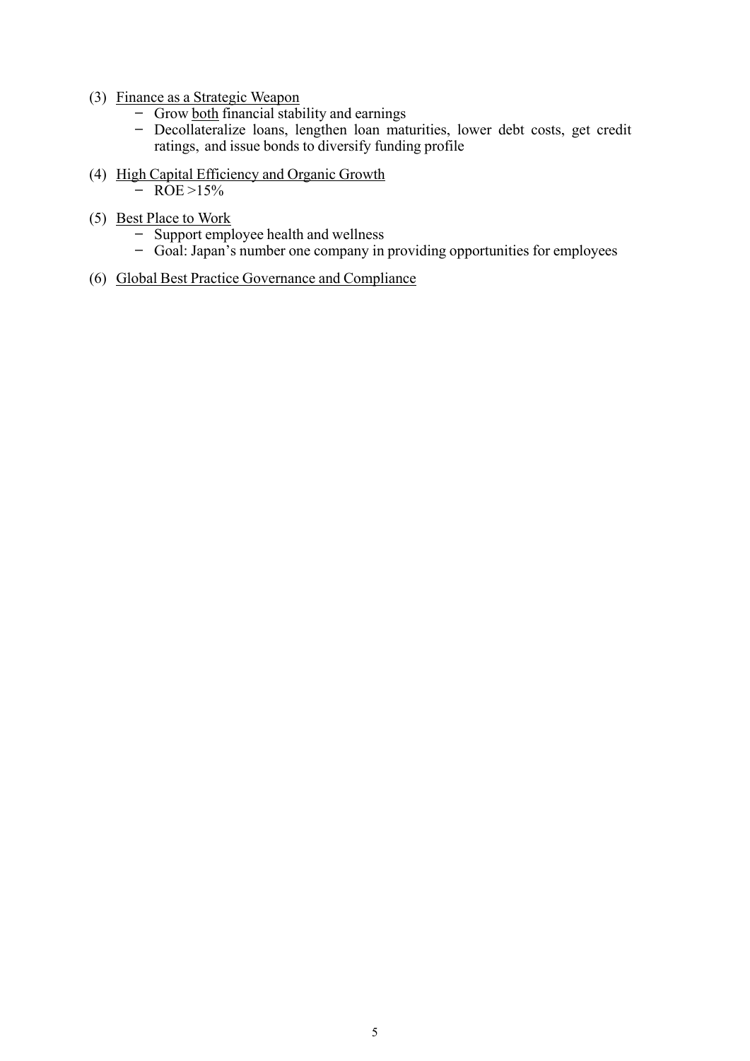(3) Finance as a Strategic Weapon
  - Grow both financial stability and earnings
  - Decollateralize loans, lengthen loan maturities, lower debt costs, get credit ratings, and issue bonds to diversify funding profile

(4) High Capital Efficiency and Organic Growth
  - ROE >15%

(5) Best Place to Work
  - Support employee health and wellness
  - Goal: Japan's number one company in providing opportunities for employees

(6) Global Best Practice Governance and Compliance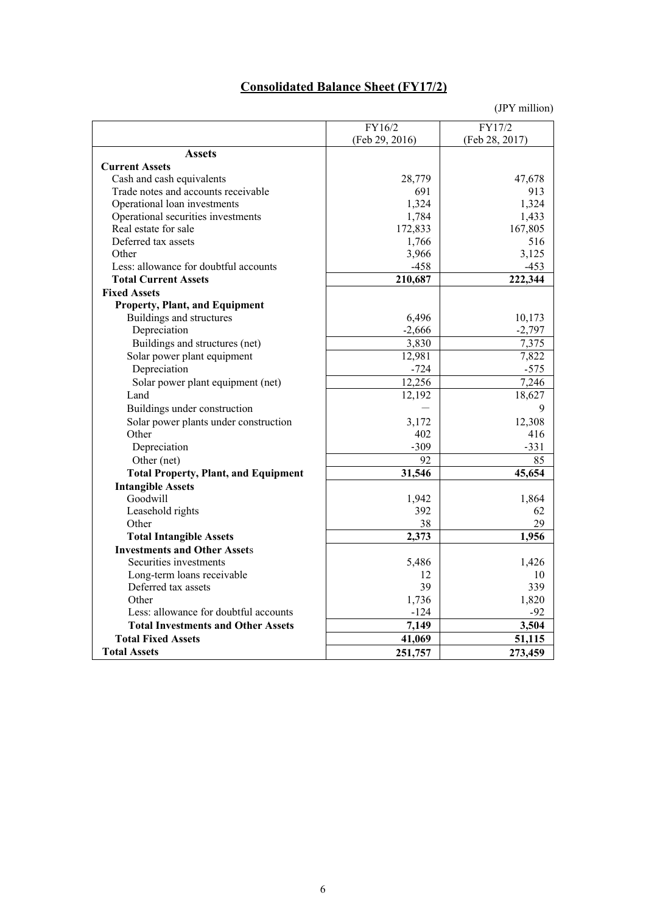## Consolidated Balance Sheet (FY17/2)

(JPY million)

| | FY16/2 (Feb 29, 2016) | FY17/2 (Feb 28, 2017) |
|---|---|---|
| **Assets** | | |
| **Current Assets** | | |
| Cash and cash equivalents | 28,779 | 47,678 |
| Trade notes and accounts receivable | 691 | 913 |
| Operational loan investments | 1,324 | 1,324 |
| Operational securities investments | 1,784 | 1,433 |
| Real estate for sale | 172,833 | 167,805 |
| Deferred tax assets | 1,766 | 516 |
| Other | 3,966 | 3,125 |
| Less: allowance for doubtful accounts | -458 | -453 |
| **Total Current Assets** | **210,687** | **222,344** |
| **Fixed Assets** | | |
| **Property, Plant, and Equipment** | | |
| Buildings and structures | 6,496 | 10,173 |
| Depreciation | -2,666 | -2,797 |
| Buildings and structures (net) | 3,830 | 7,375 |
| Solar power plant equipment | 12,981 | 7,822 |
| Depreciation | -724 | -575 |
| Solar power plant equipment (net) | 12,256 | 7,246 |
| Land | 12,192 | 18,627 |
| Buildings under construction | — | 9 |
| Solar power plants under construction | 3,172 | 12,308 |
| Other | 402 | 416 |
| Depreciation | -309 | -331 |
| Other (net) | 92 | 85 |
| **Total Property, Plant, and Equipment** | **31,546** | **45,654** |
| **Intangible Assets** | | |
| Goodwill | 1,942 | 1,864 |
| Leasehold rights | 392 | 62 |
| Other | 38 | 29 |
| **Total Intangible Assets** | **2,373** | **1,956** |
| **Investments and Other Assets** | | |
| Securities investments | 5,486 | 1,426 |
| Long-term loans receivable | 12 | 10 |
| Deferred tax assets | 39 | 339 |
| Other | 1,736 | 1,820 |
| Less: allowance for doubtful accounts | -124 | -92 |
| **Total Investments and Other Assets** | **7,149** | **3,504** |
| **Total Fixed Assets** | **41,069** | **51,115** |
| **Total Assets** | **251,757** | **273,459** |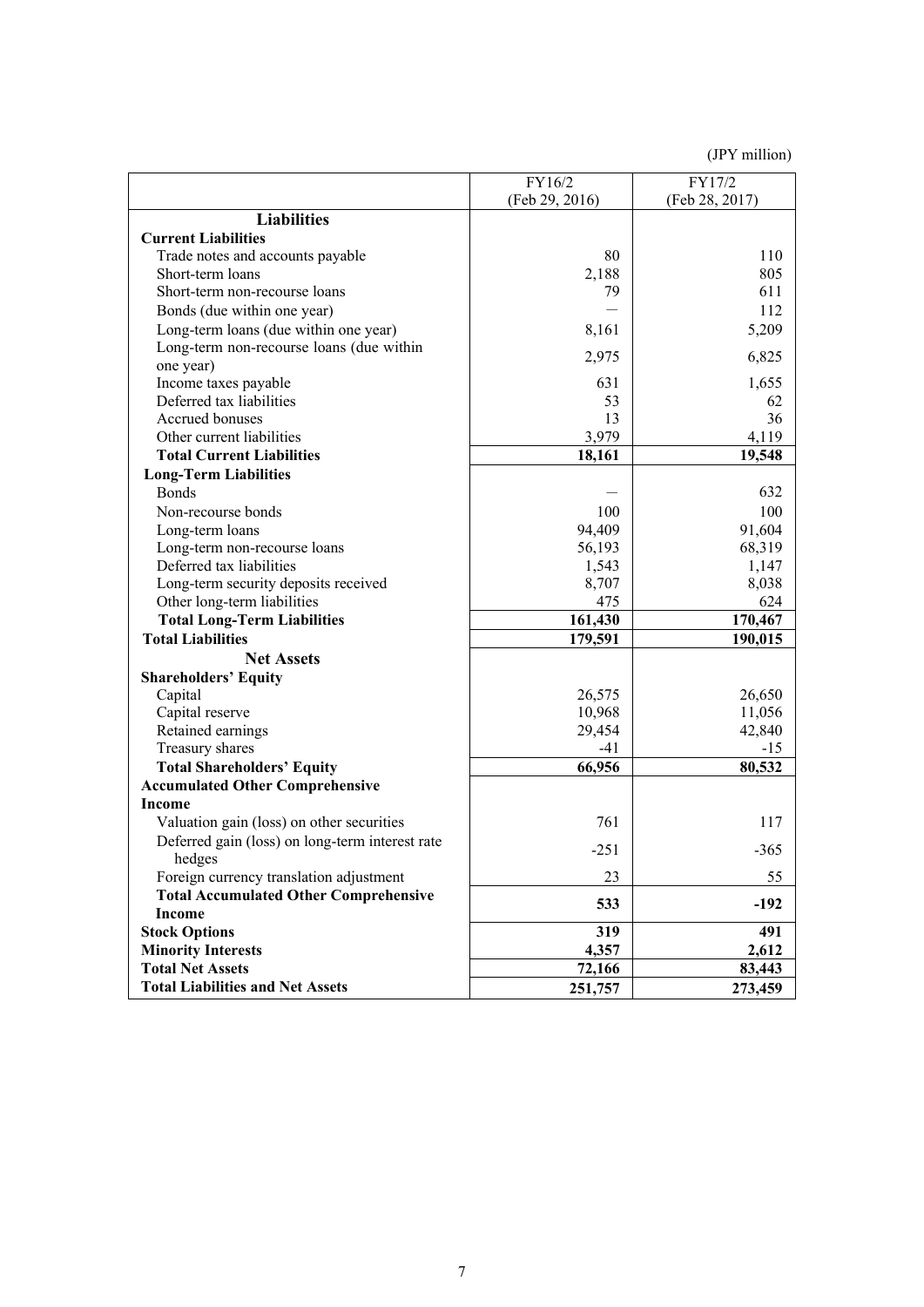(JPY million)

| | FY16/2 (Feb 29, 2016) | FY17/2 (Feb 28, 2017) |
|---|---|---|
| **Liabilities** | | |
| **Current Liabilities** | | |
| Trade notes and accounts payable | 80 | 110 |
| Short-term loans | 2,188 | 805 |
| Short-term non-recourse loans | 79 | 611 |
| Bonds (due within one year) | — | 112 |
| Long-term loans (due within one year) | 8,161 | 5,209 |
| Long-term non-recourse loans (due within one year) | 2,975 | 6,825 |
| Income taxes payable | 631 | 1,655 |
| Deferred tax liabilities | 53 | 62 |
| Accrued bonuses | 13 | 36 |
| Other current liabilities | 3,979 | 4,119 |
| **Total Current Liabilities** | **18,161** | **19,548** |
| **Long-Term Liabilities** | | |
| Bonds | — | 632 |
| Non-recourse bonds | 100 | 100 |
| Long-term loans | 94,409 | 91,604 |
| Long-term non-recourse loans | 56,193 | 68,319 |
| Deferred tax liabilities | 1,543 | 1,147 |
| Long-term security deposits received | 8,707 | 8,038 |
| Other long-term liabilities | 475 | 624 |
| **Total Long-Term Liabilities** | **161,430** | **170,467** |
| **Total Liabilities** | **179,591** | **190,015** |
| **Net Assets** | | |
| **Shareholders' Equity** | | |
| Capital | 26,575 | 26,650 |
| Capital reserve | 10,968 | 11,056 |
| Retained earnings | 29,454 | 42,840 |
| Treasury shares | -41 | -15 |
| **Total Shareholders' Equity** | **66,956** | **80,532** |
| **Accumulated Other Comprehensive Income** | | |
| Valuation gain (loss) on other securities | 761 | 117 |
| Deferred gain (loss) on long-term interest rate hedges | -251 | -365 |
| Foreign currency translation adjustment | 23 | 55 |
| **Total Accumulated Other Comprehensive Income** | **533** | **-192** |
| **Stock Options** | **319** | **491** |
| **Minority Interests** | **4,357** | **2,612** |
| **Total Net Assets** | **72,166** | **83,443** |
| **Total Liabilities and Net Assets** | **251,757** | **273,459** |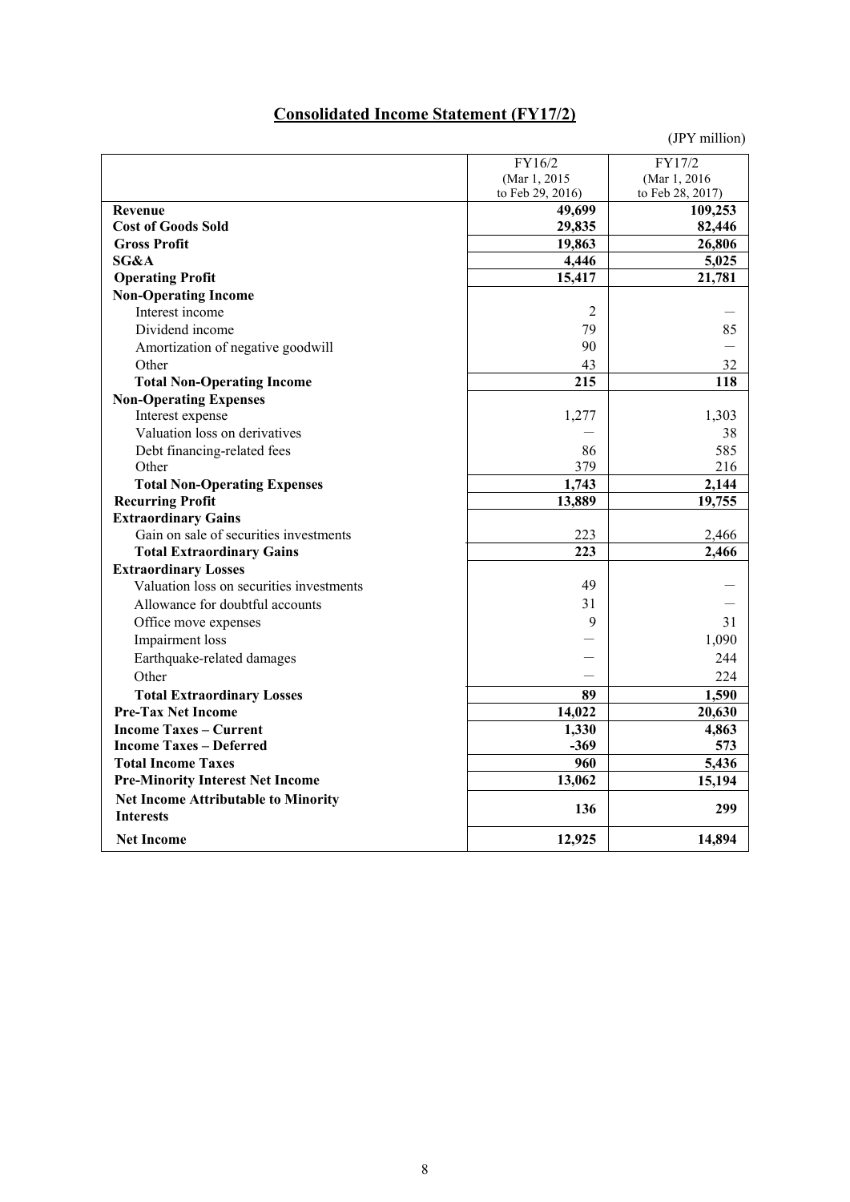## Consolidated Income Statement (FY17/2)

(JPY million)

| | FY16/2 (Mar 1, 2015 to Feb 29, 2016) | FY17/2 (Mar 1, 2016 to Feb 28, 2017) |
|---|---|---|
| **Revenue** | **49,699** | **109,253** |
| **Cost of Goods Sold** | **29,835** | **82,446** |
| **Gross Profit** | **19,863** | **26,806** |
| **SG&A** | **4,446** | **5,025** |
| **Operating Profit** | **15,417** | **21,781** |
| **Non-Operating Income** | | |
| Interest income | 2 | — |
| Dividend income | 79 | 85 |
| Amortization of negative goodwill | 90 | — |
| Other | 43 | 32 |
| **Total Non-Operating Income** | **215** | **118** |
| **Non-Operating Expenses** | | |
| Interest expense | 1,277 | 1,303 |
| Valuation loss on derivatives | — | 38 |
| Debt financing-related fees | 86 | 585 |
| Other | 379 | 216 |
| **Total Non-Operating Expenses** | **1,743** | **2,144** |
| **Recurring Profit** | **13,889** | **19,755** |
| **Extraordinary Gains** | | |
| Gain on sale of securities investments | 223 | 2,466 |
| **Total Extraordinary Gains** | **223** | **2,466** |
| **Extraordinary Losses** | | |
| Valuation loss on securities investments | 49 | — |
| Allowance for doubtful accounts | 31 | — |
| Office move expenses | 9 | 31 |
| Impairment loss | — | 1,090 |
| Earthquake-related damages | — | 244 |
| Other | — | 224 |
| **Total Extraordinary Losses** | **89** | **1,590** |
| **Pre-Tax Net Income** | **14,022** | **20,630** |
| **Income Taxes – Current** | **1,330** | **4,863** |
| **Income Taxes – Deferred** | **-369** | **573** |
| **Total Income Taxes** | **960** | **5,436** |
| **Pre-Minority Interest Net Income** | **13,062** | **15,194** |
| **Net Income Attributable to Minority Interests** | **136** | **299** |
| **Net Income** | **12,925** | **14,894** |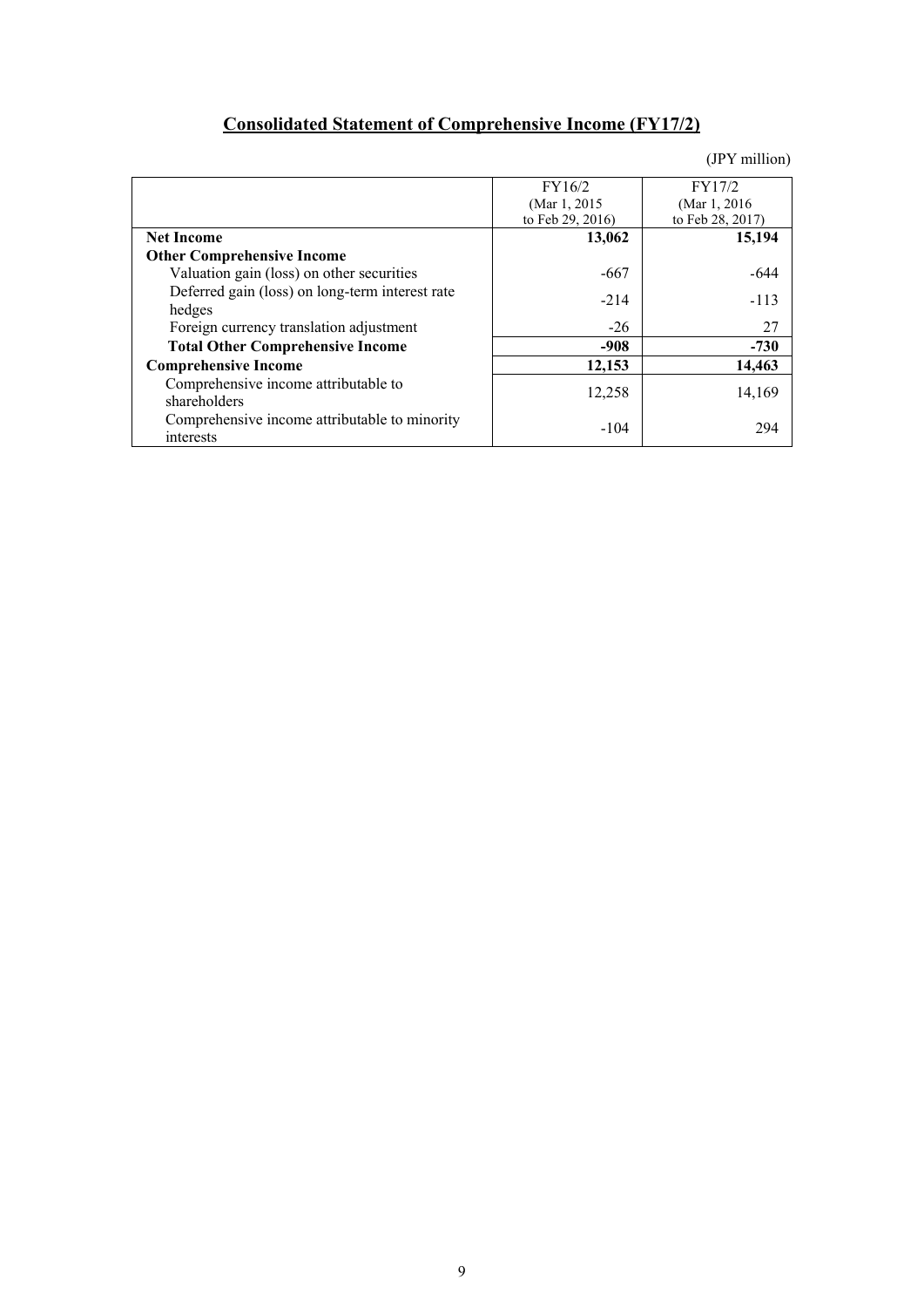# Consolidated Statement of Comprehensive Income (FY17/2)

(JPY million)

| | FY16/2 (Mar 1, 2015 to Feb 29, 2016) | FY17/2 (Mar 1, 2016 to Feb 28, 2017) |
|---|---|---|
| **Net Income** | **13,062** | **15,194** |
| **Other Comprehensive Income** | | |
| Valuation gain (loss) on other securities | -667 | -644 |
| Deferred gain (loss) on long-term interest rate hedges | -214 | -113 |
| Foreign currency translation adjustment | -26 | 27 |
| **Total Other Comprehensive Income** | **-908** | **-730** |
| **Comprehensive Income** | **12,153** | **14,463** |
| Comprehensive income attributable to shareholders | 12,258 | 14,169 |
| Comprehensive income attributable to minority interests | -104 | 294 |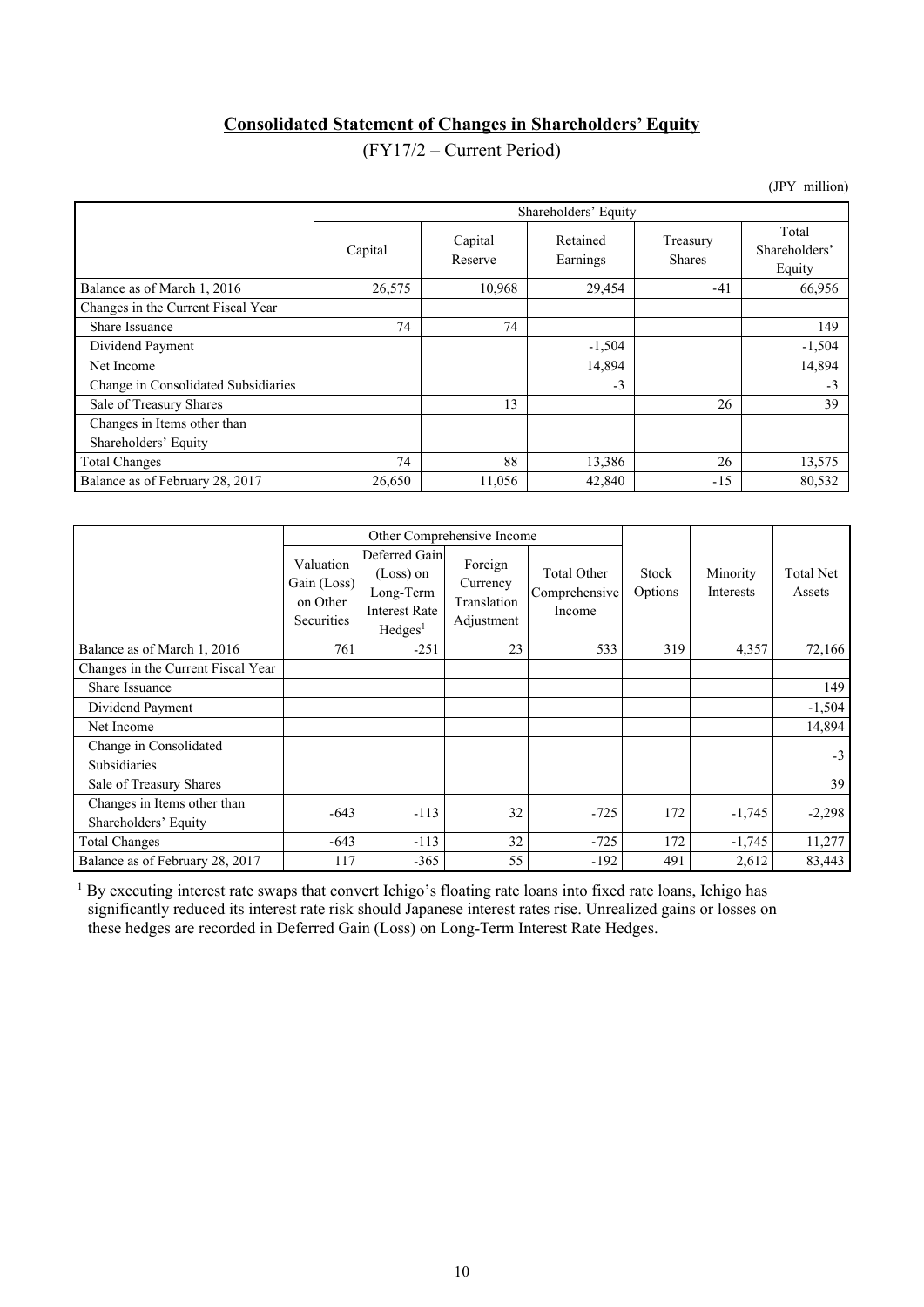## Consolidated Statement of Changes in Shareholders' Equity

(FY17/2 – Current Period)

(JPY million)

| | Shareholders' Equity | | | | |
|---|---|---|---|---|---|
| | Capital | Capital Reserve | Retained Earnings | Treasury Shares | Total Shareholders' Equity |
| Balance as of March 1, 2016 | 26,575 | 10,968 | 29,454 | -41 | 66,956 |
| Changes in the Current Fiscal Year | | | | | |
| Share Issuance | 74 | 74 | | | 149 |
| Dividend Payment | | | -1,504 | | -1,504 |
| Net Income | | | 14,894 | | 14,894 |
| Change in Consolidated Subsidiaries | | | -3 | | -3 |
| Sale of Treasury Shares | | 13 | | 26 | 39 |
| Changes in Items other than Shareholders' Equity | | | | | |
| Total Changes | 74 | 88 | 13,386 | 26 | 13,575 |
| Balance as of February 28, 2017 | 26,650 | 11,056 | 42,840 | -15 | 80,532 |

| | Other Comprehensive Income | | | | Stock Options | Minority Interests | Total Net Assets |
|---|---|---|---|---|---|---|---|
| | Valuation Gain (Loss) on Other Securities | Deferred Gain (Loss) on Long-Term Interest Rate Hedges[1] | Foreign Currency Translation Adjustment | Total Other Comprehensive Income | | | |
| Balance as of March 1, 2016 | 761 | -251 | 23 | 533 | 319 | 4,357 | 72,166 |
| Changes in the Current Fiscal Year | | | | | | | |
| Share Issuance | | | | | | | 149 |
| Dividend Payment | | | | | | | -1,504 |
| Net Income | | | | | | | 14,894 |
| Change in Consolidated Subsidiaries | | | | | | | -3 |
| Sale of Treasury Shares | | | | | | | 39 |
| Changes in Items other than Shareholders' Equity | -643 | -113 | 32 | -725 | 172 | -1,745 | -2,298 |
| Total Changes | -643 | -113 | 32 | -725 | 172 | -1,745 | 11,277 |
| Balance as of February 28, 2017 | 117 | -365 | 55 | -192 | 491 | 2,612 | 83,443 |

[1] By executing interest rate swaps that convert Ichigo's floating rate loans into fixed rate loans, Ichigo has significantly reduced its interest rate risk should Japanese interest rates rise. Unrealized gains or losses on these hedges are recorded in Deferred Gain (Loss) on Long-Term Interest Rate Hedges.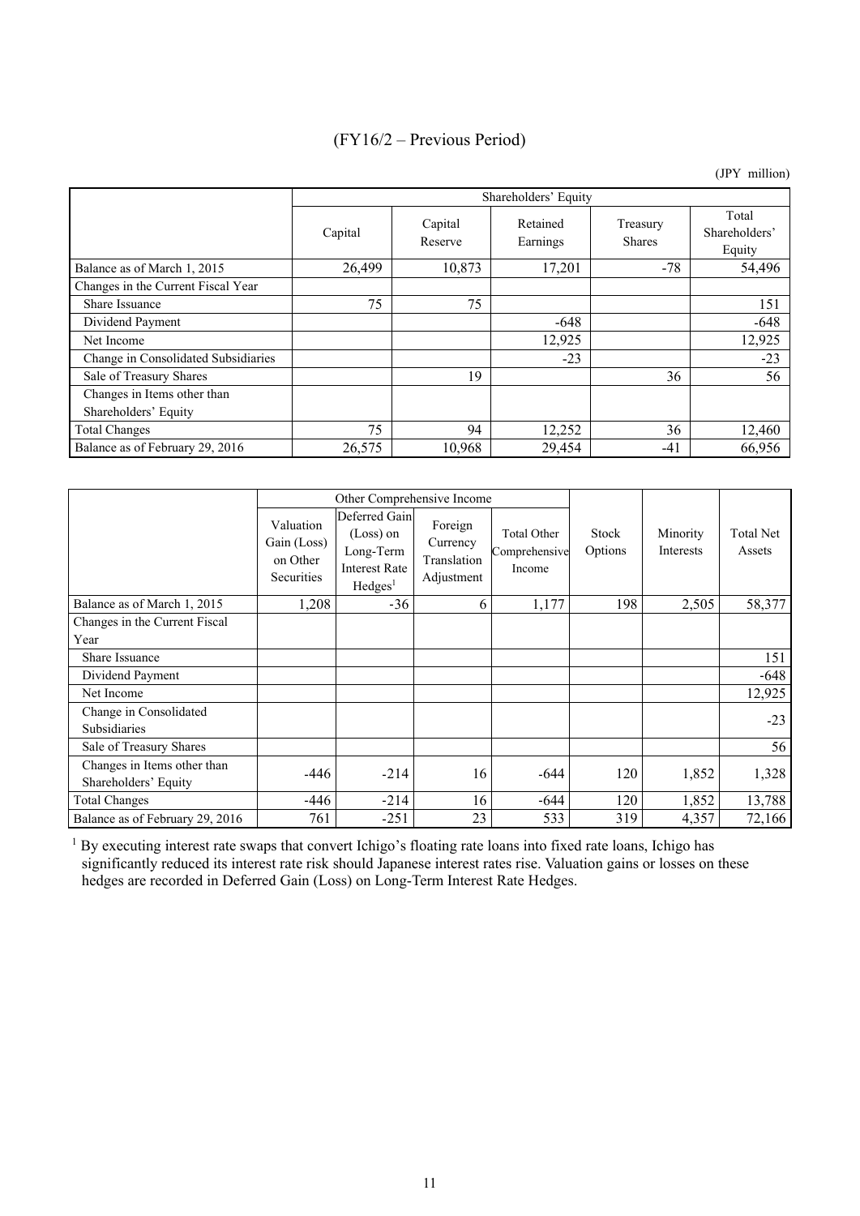## (FY16/2 – Previous Period)

(JPY million)

| | Shareholders' Equity | | | | |
|---|---|---|---|---|---|
| | Capital | Capital Reserve | Retained Earnings | Treasury Shares | Total Shareholders' Equity |
| Balance as of March 1, 2015 | 26,499 | 10,873 | 17,201 | -78 | 54,496 |
| Changes in the Current Fiscal Year | | | | | |
| Share Issuance | 75 | 75 | | | 151 |
| Dividend Payment | | | -648 | | -648 |
| Net Income | | | 12,925 | | 12,925 |
| Change in Consolidated Subsidiaries | | | -23 | | -23 |
| Sale of Treasury Shares | | 19 | | 36 | 56 |
| Changes in Items other than Shareholders' Equity | | | | | |
| Total Changes | 75 | 94 | 12,252 | 36 | 12,460 |
| Balance as of February 29, 2016 | 26,575 | 10,968 | 29,454 | -41 | 66,956 |

| | Other Comprehensive Income | | | | | | |
|---|---|---|---|---|---|---|---|
| | Valuation Gain (Loss) on Other Securities | Deferred Gain (Loss) on Long-Term Interest Rate Hedges[1] | Foreign Currency Translation Adjustment | Total Other Comprehensive Income | Stock Options | Minority Interests | Total Net Assets |
| Balance as of March 1, 2015 | 1,208 | -36 | 6 | 1,177 | 198 | 2,505 | 58,377 |
| Changes in the Current Fiscal Year | | | | | | | |
| Share Issuance | | | | | | | 151 |
| Dividend Payment | | | | | | | -648 |
| Net Income | | | | | | | 12,925 |
| Change in Consolidated Subsidiaries | | | | | | | -23 |
| Sale of Treasury Shares | | | | | | | 56 |
| Changes in Items other than Shareholders' Equity | -446 | -214 | 16 | -644 | 120 | 1,852 | 1,328 |
| Total Changes | -446 | -214 | 16 | -644 | 120 | 1,852 | 13,788 |
| Balance as of February 29, 2016 | 761 | -251 | 23 | 533 | 319 | 4,357 | 72,166 |

[1] By executing interest rate swaps that convert Ichigo's floating rate loans into fixed rate loans, Ichigo has significantly reduced its interest rate risk should Japanese interest rates rise. Valuation gains or losses on these hedges are recorded in Deferred Gain (Loss) on Long-Term Interest Rate Hedges.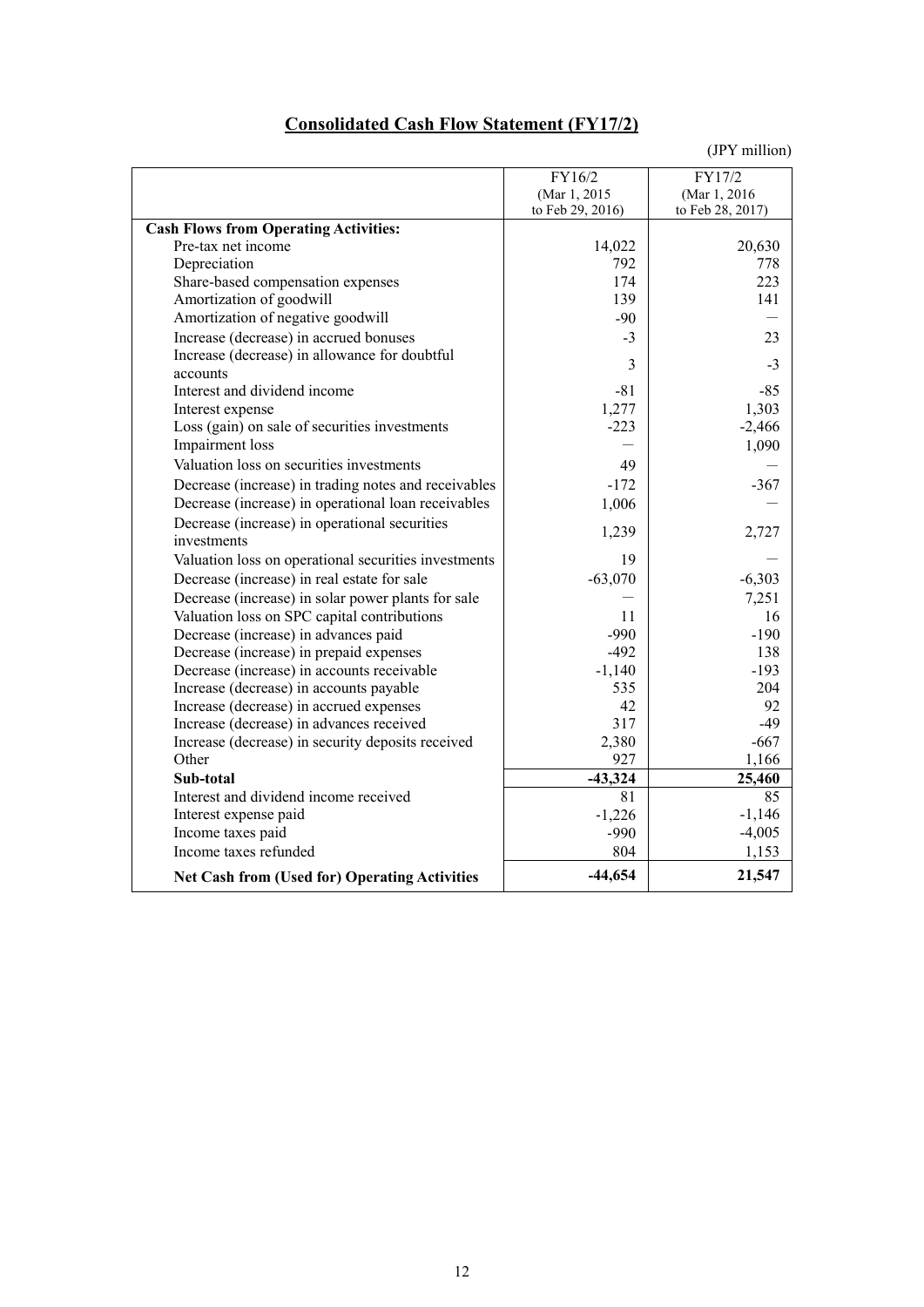# Consolidated Cash Flow Statement (FY17/2)

(JPY million)

| | FY16/2 (Mar 1, 2015 to Feb 29, 2016) | FY17/2 (Mar 1, 2016 to Feb 28, 2017) |
|---|---|---|
| **Cash Flows from Operating Activities:** | | |
| Pre-tax net income | 14,022 | 20,630 |
| Depreciation | 792 | 778 |
| Share-based compensation expenses | 174 | 223 |
| Amortization of goodwill | 139 | 141 |
| Amortization of negative goodwill | -90 | — |
| Increase (decrease) in accrued bonuses | -3 | 23 |
| Increase (decrease) in allowance for doubtful accounts | 3 | -3 |
| Interest and dividend income | -81 | -85 |
| Interest expense | 1,277 | 1,303 |
| Loss (gain) on sale of securities investments | -223 | -2,466 |
| Impairment loss | — | 1,090 |
| Valuation loss on securities investments | 49 | — |
| Decrease (increase) in trading notes and receivables | -172 | -367 |
| Decrease (increase) in operational loan receivables | 1,006 | — |
| Decrease (increase) in operational securities investments | 1,239 | 2,727 |
| Valuation loss on operational securities investments | 19 | — |
| Decrease (increase) in real estate for sale | -63,070 | -6,303 |
| Decrease (increase) in solar power plants for sale | — | 7,251 |
| Valuation loss on SPC capital contributions | 11 | 16 |
| Decrease (increase) in advances paid | -990 | -190 |
| Decrease (increase) in prepaid expenses | -492 | 138 |
| Decrease (increase) in accounts receivable | -1,140 | -193 |
| Increase (decrease) in accounts payable | 535 | 204 |
| Increase (decrease) in accrued expenses | 42 | 92 |
| Increase (decrease) in advances received | 317 | -49 |
| Increase (decrease) in security deposits received | 2,380 | -667 |
| Other | 927 | 1,166 |
| **Sub-total** | **-43,324** | **25,460** |
| Interest and dividend income received | 81 | 85 |
| Interest expense paid | -1,226 | -1,146 |
| Income taxes paid | -990 | -4,005 |
| Income taxes refunded | 804 | 1,153 |
| **Net Cash from (Used for) Operating Activities** | **-44,654** | **21,547** |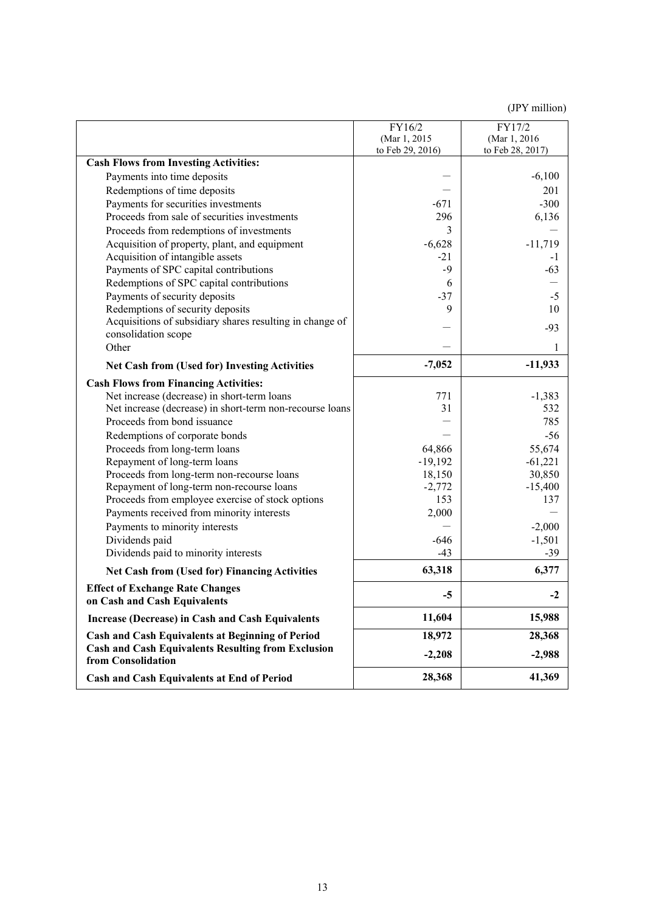(JPY million)

| | FY16/2 (Mar 1, 2015 to Feb 29, 2016) | FY17/2 (Mar 1, 2016 to Feb 28, 2017) |
|---|---|---|
| **Cash Flows from Investing Activities:** | | |
| Payments into time deposits | — | -6,100 |
| Redemptions of time deposits | — | 201 |
| Payments for securities investments | -671 | -300 |
| Proceeds from sale of securities investments | 296 | 6,136 |
| Proceeds from redemptions of investments | 3 | — |
| Acquisition of property, plant, and equipment | -6,628 | -11,719 |
| Acquisition of intangible assets | -21 | -1 |
| Payments of SPC capital contributions | -9 | -63 |
| Redemptions of SPC capital contributions | 6 | — |
| Payments of security deposits | -37 | -5 |
| Redemptions of security deposits | 9 | 10 |
| Acquisitions of subsidiary shares resulting in change of consolidation scope | — | -93 |
| Other | — | 1 |
| **Net Cash from (Used for) Investing Activities** | **-7,052** | **-11,933** |
| **Cash Flows from Financing Activities:** | | |
| Net increase (decrease) in short-term loans | 771 | -1,383 |
| Net increase (decrease) in short-term non-recourse loans | 31 | 532 |
| Proceeds from bond issuance | — | 785 |
| Redemptions of corporate bonds | — | -56 |
| Proceeds from long-term loans | 64,866 | 55,674 |
| Repayment of long-term loans | -19,192 | -61,221 |
| Proceeds from long-term non-recourse loans | 18,150 | 30,850 |
| Repayment of long-term non-recourse loans | -2,772 | -15,400 |
| Proceeds from employee exercise of stock options | 153 | 137 |
| Payments received from minority interests | 2,000 | — |
| Payments to minority interests | — | -2,000 |
| Dividends paid | -646 | -1,501 |
| Dividends paid to minority interests | -43 | -39 |
| **Net Cash from (Used for) Financing Activities** | **63,318** | **6,377** |
| **Effect of Exchange Rate Changes on Cash and Cash Equivalents** | **-5** | **-2** |
| **Increase (Decrease) in Cash and Cash Equivalents** | **11,604** | **15,988** |
| **Cash and Cash Equivalents at Beginning of Period** | **18,972** | **28,368** |
| **Cash and Cash Equivalents Resulting from Exclusion from Consolidation** | **-2,208** | **-2,988** |
| **Cash and Cash Equivalents at End of Period** | **28,368** | **41,369** |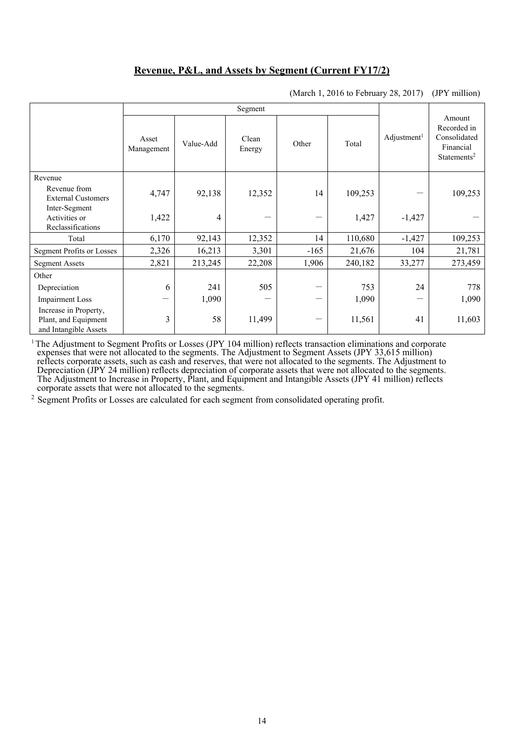## Revenue, P&L, and Assets by Segment (Current FY17/2)

(March 1, 2016 to February 28, 2017) (JPY million)

| | Segment | | | | | Adjustment[1] | Amount Recorded in Consolidated Financial Statements[2] |
|---|---|---|---|---|---|---|---|
| | Asset Management | Value-Add | Clean Energy | Other | Total | | |
| Revenue | | | | | | | |
| Revenue from External Customers | 4,747 | 92,138 | 12,352 | 14 | 109,253 | — | 109,253 |
| Inter-Segment Activities or Reclassifications | 1,422 | 4 | — | — | 1,427 | -1,427 | — |
| Total | 6,170 | 92,143 | 12,352 | 14 | 110,680 | -1,427 | 109,253 |
| Segment Profits or Losses | 2,326 | 16,213 | 3,301 | -165 | 21,676 | 104 | 21,781 |
| Segment Assets | 2,821 | 213,245 | 22,208 | 1,906 | 240,182 | 33,277 | 273,459 |
| Other | | | | | | | |
| Depreciation | 6 | 241 | 505 | — | 753 | 24 | 778 |
| Impairment Loss | — | 1,090 | — | — | 1,090 | — | 1,090 |
| Increase in Property, Plant, and Equipment and Intangible Assets | 3 | 58 | 11,499 | — | 11,561 | 41 | 11,603 |

[1] The Adjustment to Segment Profits or Losses (JPY 104 million) reflects transaction eliminations and corporate expenses that were not allocated to the segments. The Adjustment to Segment Assets (JPY 33,615 million) reflects corporate assets, such as cash and reserves, that were not allocated to the segments. The Adjustment to Depreciation (JPY 24 million) reflects depreciation of corporate assets that were not allocated to the segments. The Adjustment to Increase in Property, Plant, and Equipment and Intangible Assets (JPY 41 million) reflects corporate assets that were not allocated to the segments.

[2] Segment Profits or Losses are calculated for each segment from consolidated operating profit.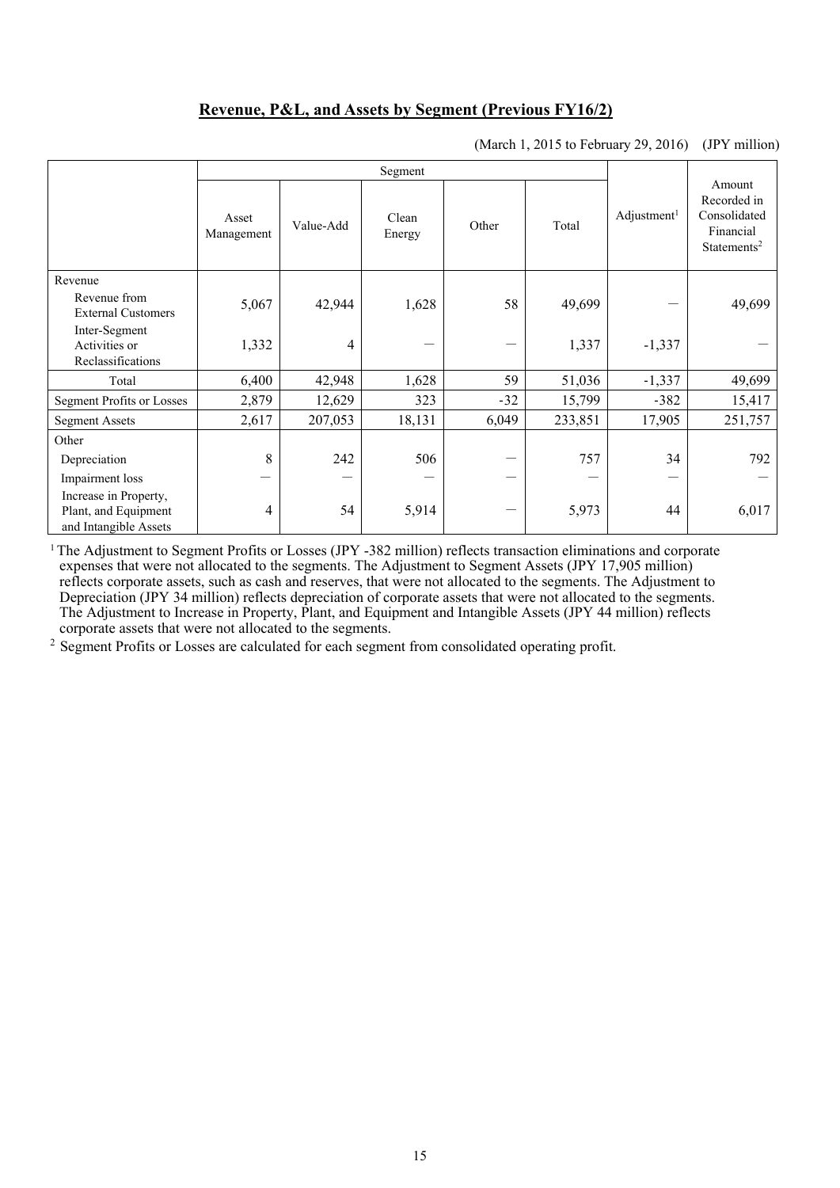## Revenue, P&L, and Assets by Segment (Previous FY16/2)

(March 1, 2015 to February 29, 2016) (JPY million)

| | Segment | | | | | Adjustment[1] | Amount Recorded in Consolidated Financial Statements[2] |
|---|---|---|---|---|---|---|---|
| | Asset Management | Value-Add | Clean Energy | Other | Total | | |
| Revenue | | | | | | | |
| Revenue from External Customers | 5,067 | 42,944 | 1,628 | 58 | 49,699 | ― | 49,699 |
| Inter-Segment Activities or Reclassifications | 1,332 | 4 | ― | ― | 1,337 | -1,337 | ― |
| Total | 6,400 | 42,948 | 1,628 | 59 | 51,036 | -1,337 | 49,699 |
| Segment Profits or Losses | 2,879 | 12,629 | 323 | -32 | 15,799 | -382 | 15,417 |
| Segment Assets | 2,617 | 207,053 | 18,131 | 6,049 | 233,851 | 17,905 | 251,757 |
| Other | | | | | | | |
| Depreciation | 8 | 242 | 506 | ― | 757 | 34 | 792 |
| Impairment loss | ― | ― | ― | ― | ― | ― | ― |
| Increase in Property, Plant, and Equipment and Intangible Assets | 4 | 54 | 5,914 | ― | 5,973 | 44 | 6,017 |

[1] The Adjustment to Segment Profits or Losses (JPY -382 million) reflects transaction eliminations and corporate expenses that were not allocated to the segments. The Adjustment to Segment Assets (JPY 17,905 million) reflects corporate assets, such as cash and reserves, that were not allocated to the segments. The Adjustment to Depreciation (JPY 34 million) reflects depreciation of corporate assets that were not allocated to the segments. The Adjustment to Increase in Property, Plant, and Equipment and Intangible Assets (JPY 44 million) reflects corporate assets that were not allocated to the segments.

[2] Segment Profits or Losses are calculated for each segment from consolidated operating profit.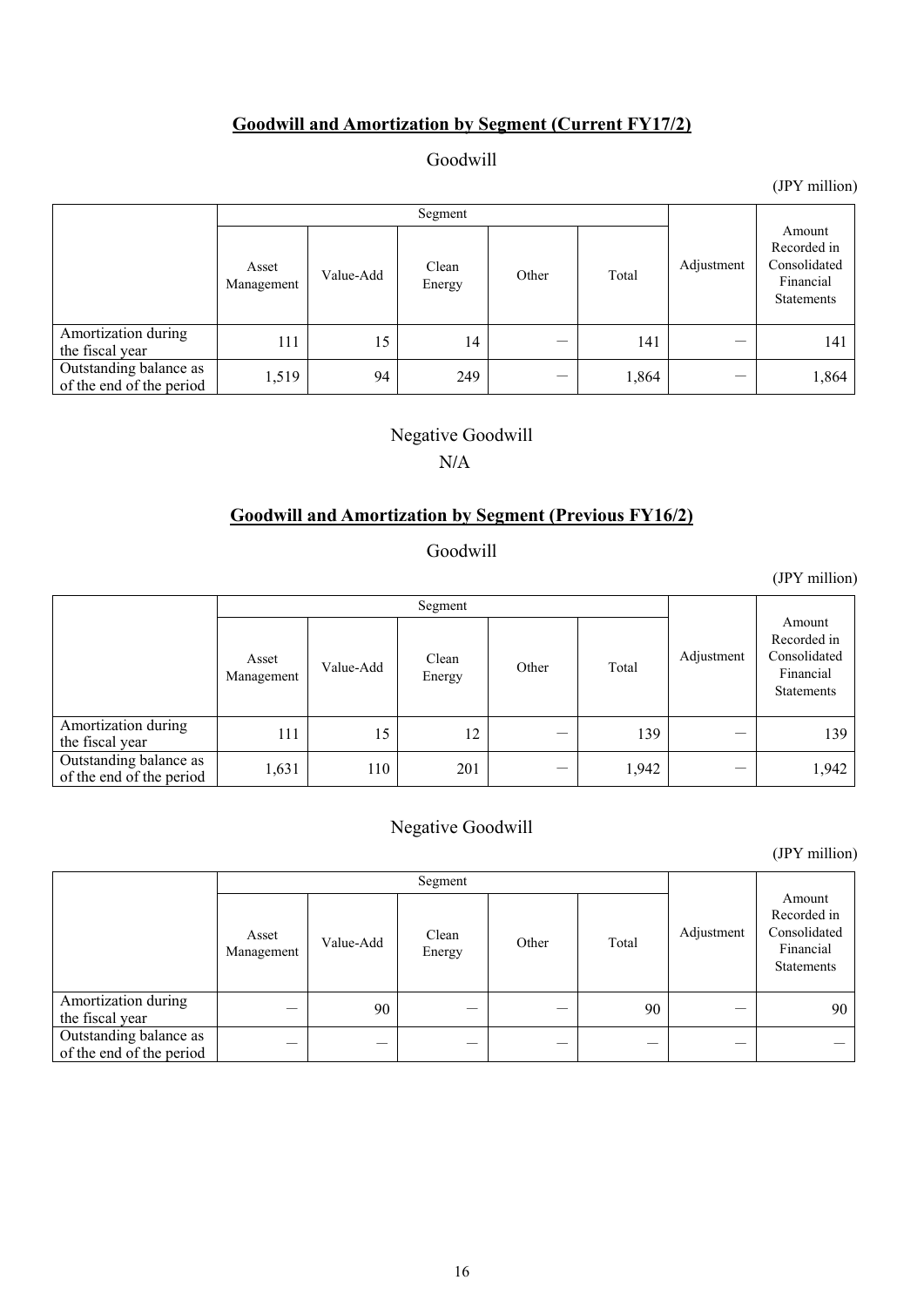## Goodwill and Amortization by Segment (Current FY17/2)

Goodwill

(JPY million)

| | Segment | | | | | Adjustment | Amount Recorded in Consolidated Financial Statements |
|---|---|---|---|---|---|---|---|
| | Asset Management | Value-Add | Clean Energy | Other | Total | | |
| Amortization during the fiscal year | 111 | 15 | 14 | — | 141 | — | 141 |
| Outstanding balance as of the end of the period | 1,519 | 94 | 249 | — | 1,864 | — | 1,864 |

Negative Goodwill

N/A

## Goodwill and Amortization by Segment (Previous FY16/2)

Goodwill

(JPY million)

| | Segment | | | | | Adjustment | Amount Recorded in Consolidated Financial Statements |
|---|---|---|---|---|---|---|---|
| | Asset Management | Value-Add | Clean Energy | Other | Total | | |
| Amortization during the fiscal year | 111 | 15 | 12 | — | 139 | — | 139 |
| Outstanding balance as of the end of the period | 1,631 | 110 | 201 | — | 1,942 | — | 1,942 |

Negative Goodwill

(JPY million)

| | Segment | | | | | Adjustment | Amount Recorded in Consolidated Financial Statements |
|---|---|---|---|---|---|---|---|
| | Asset Management | Value-Add | Clean Energy | Other | Total | | |
| Amortization during the fiscal year | — | 90 | — | — | 90 | — | 90 |
| Outstanding balance as of the end of the period | — | — | — | — | — | — | — |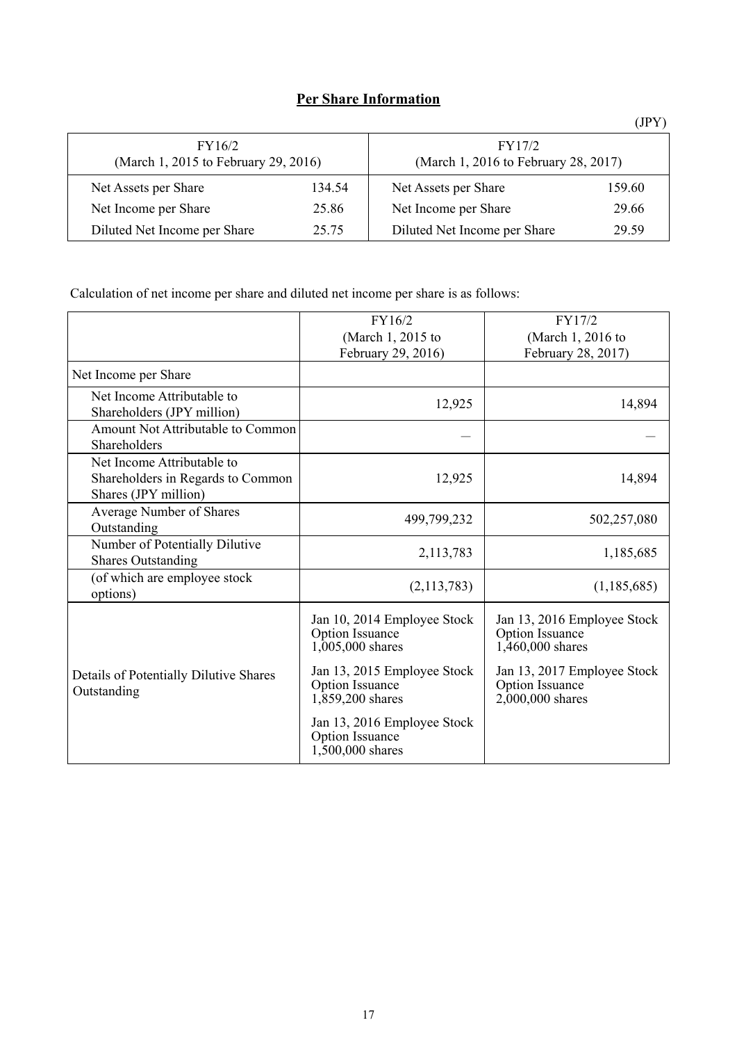## Per Share Information

(JPY)

| FY16/2<br>(March 1, 2015 to February 29, 2016) | | FY17/2<br>(March 1, 2016 to February 28, 2017) | |
|---|---|---|---|
| Net Assets per Share | 134.54 | Net Assets per Share | 159.60 |
| Net Income per Share | 25.86 | Net Income per Share | 29.66 |
| Diluted Net Income per Share | 25.75 | Diluted Net Income per Share | 29.59 |

Calculation of net income per share and diluted net income per share is as follows:

| | FY16/2<br>(March 1, 2015 to February 29, 2016) | FY17/2<br>(March 1, 2016 to February 28, 2017) |
|---|---|---|
| Net Income per Share | | |
| Net Income Attributable to Shareholders (JPY million) | 12,925 | 14,894 |
| Amount Not Attributable to Common Shareholders | — | — |
| Net Income Attributable to Shareholders in Regards to Common Shares (JPY million) | 12,925 | 14,894 |
| Average Number of Shares Outstanding | 499,799,232 | 502,257,080 |
| Number of Potentially Dilutive Shares Outstanding | 2,113,783 | 1,185,685 |
| (of which are employee stock options) | (2,113,783) | (1,185,685) |
| Details of Potentially Dilutive Shares Outstanding | Jan 10, 2014 Employee Stock Option Issuance 1,005,000 shares<br><br>Jan 13, 2015 Employee Stock Option Issuance 1,859,200 shares<br><br>Jan 13, 2016 Employee Stock Option Issuance 1,500,000 shares | Jan 13, 2016 Employee Stock Option Issuance 1,460,000 shares<br><br>Jan 13, 2017 Employee Stock Option Issuance 2,000,000 shares |